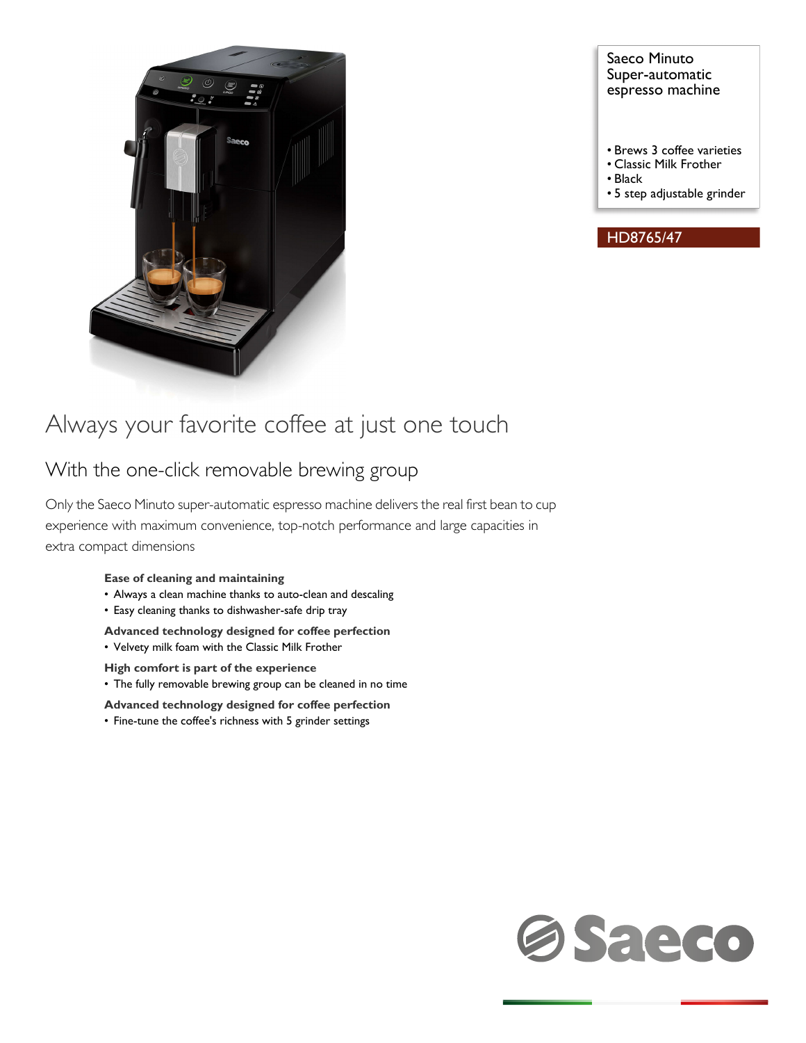Saeco Minuto
Super-automatic
espresso machine

- Brews 3 coffee varieties
- Classic Milk Frother
- Black
- 5 step adjustable grinder

HD8765/47

# Always your favorite coffee at just one touch

## With the one-click removable brewing group

Only the Saeco Minuto super-automatic espresso machine delivers the real first bean to cup experience with maximum convenience, top-notch performance and large capacities in extra compact dimensions

**Ease of cleaning and maintaining**

- Always a clean machine thanks to auto-clean and descaling
- Easy cleaning thanks to dishwasher-safe drip tray

**Advanced technology designed for coffee perfection**

- Velvety milk foam with the Classic Milk Frother

**High comfort is part of the experience**

- The fully removable brewing group can be cleaned in no time

**Advanced technology designed for coffee perfection**

- Fine-tune the coffee's richness with 5 grinder settings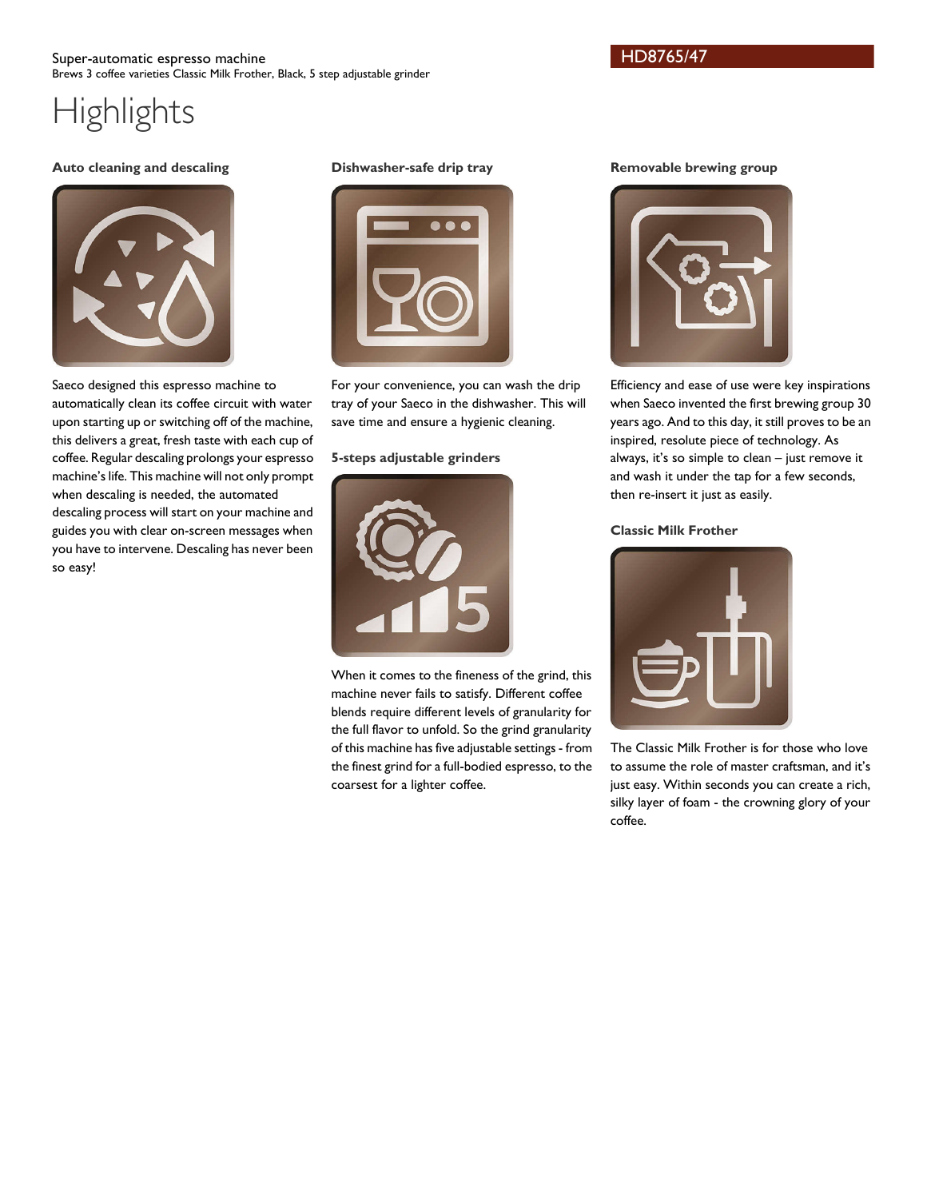Super-automatic espresso machine
Brews 3 coffee varieties Classic Milk Frother, Black, 5 step adjustable grinder

HD8765/47

# Highlights

### Auto cleaning and descaling

Saeco designed this espresso machine to automatically clean its coffee circuit with water upon starting up or switching off of the machine, this delivers a great, fresh taste with each cup of coffee. Regular descaling prolongs your espresso machine's life. This machine will not only prompt when descaling is needed, the automated descaling process will start on your machine and guides you with clear on-screen messages when you have to intervene. Descaling has never been so easy!

### Dishwasher-safe drip tray

For your convenience, you can wash the drip tray of your Saeco in the dishwasher. This will save time and ensure a hygienic cleaning.

### 5-steps adjustable grinders

When it comes to the fineness of the grind, this machine never fails to satisfy. Different coffee blends require different levels of granularity for the full flavor to unfold. So the grind granularity of this machine has five adjustable settings - from the finest grind for a full-bodied espresso, to the coarsest for a lighter coffee.

### Removable brewing group

Efficiency and ease of use were key inspirations when Saeco invented the first brewing group 30 years ago. And to this day, it still proves to be an inspired, resolute piece of technology. As always, it's so simple to clean – just remove it and wash it under the tap for a few seconds, then re-insert it just as easily.

### Classic Milk Frother

The Classic Milk Frother is for those who love to assume the role of master craftsman, and it's just easy. Within seconds you can create a rich, silky layer of foam - the crowning glory of your coffee.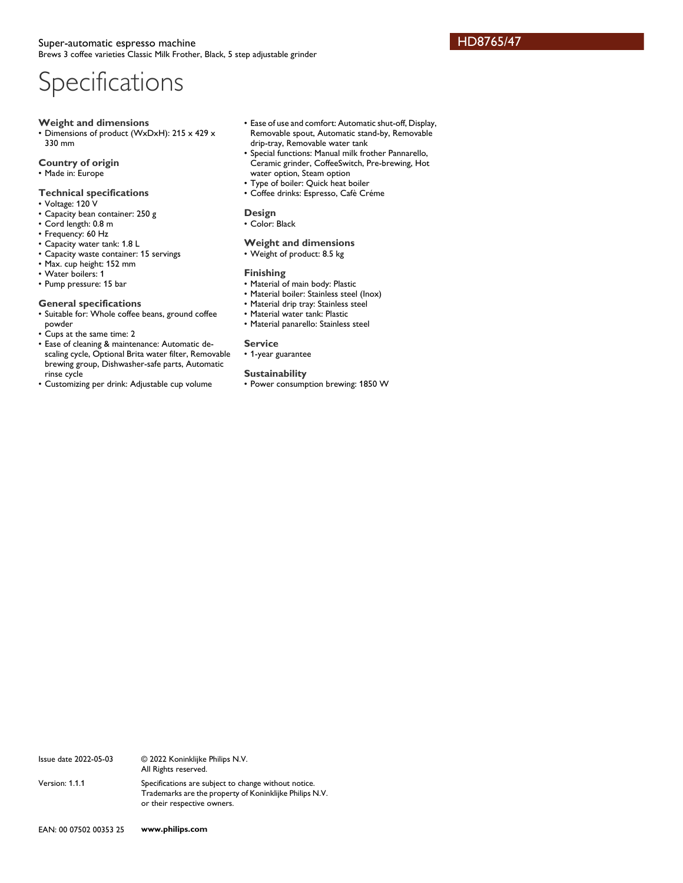Super-automatic espresso machine
Brews 3 coffee varieties Classic Milk Frother, Black, 5 step adjustable grinder

HD8765/47

# Specifications

### Weight and dimensions
- Dimensions of product (WxDxH): 215 x 429 x 330 mm

### Country of origin
- Made in: Europe

### Technical specifications
- Voltage: 120 V
- Capacity bean container: 250 g
- Cord length: 0.8 m
- Frequency: 60 Hz
- Capacity water tank: 1.8 L
- Capacity waste container: 15 servings
- Max. cup height: 152 mm
- Water boilers: 1
- Pump pressure: 15 bar

### General specifications
- Suitable for: Whole coffee beans, ground coffee powder
- Cups at the same time: 2
- Ease of cleaning & maintenance: Automatic de-scaling cycle, Optional Brita water filter, Removable brewing group, Dishwasher-safe parts, Automatic rinse cycle
- Customizing per drink: Adjustable cup volume
- Ease of use and comfort: Automatic shut-off, Display, Removable spout, Automatic stand-by, Removable drip-tray, Removable water tank
- Special functions: Manual milk frother Pannarello, Ceramic grinder, CoffeeSwitch, Pre-brewing, Hot water option, Steam option
- Type of boiler: Quick heat boiler
- Coffee drinks: Espresso, Café Créme

### Design
- Color: Black

### Weight and dimensions
- Weight of product: 8.5 kg

### Finishing
- Material of main body: Plastic
- Material boiler: Stainless steel (Inox)
- Material drip tray: Stainless steel
- Material water tank: Plastic
- Material panarello: Stainless steel

### Service
- 1-year guarantee

### Sustainability
- Power consumption brewing: 1850 W

Issue date 2022-05-03

Version: 1.1.1

EAN: 00 07502 00353 25

© 2022 Koninklijke Philips N.V.
All Rights reserved.

Specifications are subject to change without notice. Trademarks are the property of Koninklijke Philips N.V. or their respective owners.

**www.philips.com**